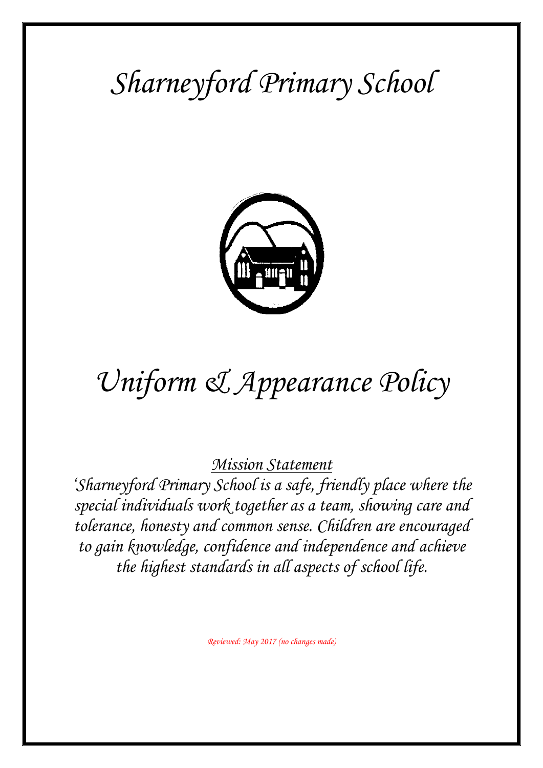# Sharneyford Primary School

# Uniform & Appearance Policy

## Mission Statement

*'Sharneyford Primary School is a safe, friendly place where the special individuals work together as a team, showing care and tolerance, honesty and common sense. Children are encouraged to gain knowledge, confidence and independence and achieve the highest standards in all aspects of school life.*

*Reviewed: May 2017 (no changes made)*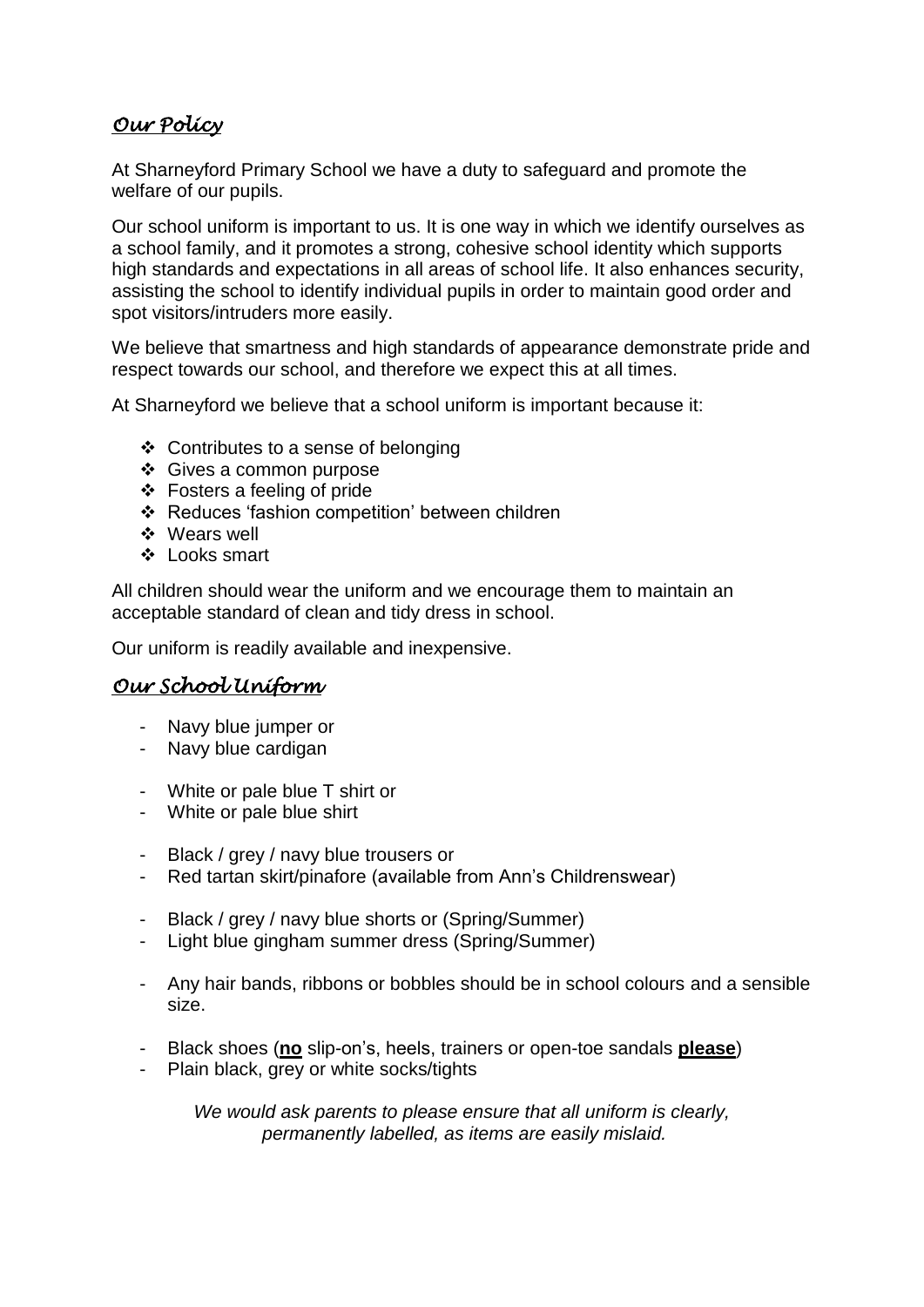## *Our Policy*

At Sharneyford Primary School we have a duty to safeguard and promote the welfare of our pupils.

Our school uniform is important to us. It is one way in which we identify ourselves as a school family, and it promotes a strong, cohesive school identity which supports high standards and expectations in all areas of school life. It also enhances security, assisting the school to identify individual pupils in order to maintain good order and spot visitors/intruders more easily.

We believe that smartness and high standards of appearance demonstrate pride and respect towards our school, and therefore we expect this at all times.

At Sharneyford we believe that a school uniform is important because it:

- Contributes to a sense of belonging
- Gives a common purpose
- Fosters a feeling of pride
- Reduces 'fashion competition' between children
- Wears well
- Looks smart

All children should wear the uniform and we encourage them to maintain an acceptable standard of clean and tidy dress in school.

Our uniform is readily available and inexpensive.

## *Our School Uniform*

- Navy blue jumper or
- Navy blue cardigan

- White or pale blue T shirt or
- White or pale blue shirt

- Black / grey / navy blue trousers or
- Red tartan skirt/pinafore (available from Ann's Childrenswear)

- Black / grey / navy blue shorts or (Spring/Summer)
- Light blue gingham summer dress (Spring/Summer)

- Any hair bands, ribbons or bobbles should be in school colours and a sensible size.

- Black shoes (**no** slip-on's, heels, trainers or open-toe sandals **please**)
- Plain black, grey or white socks/tights

*We would ask parents to please ensure that all uniform is clearly, permanently labelled, as items are easily mislaid.*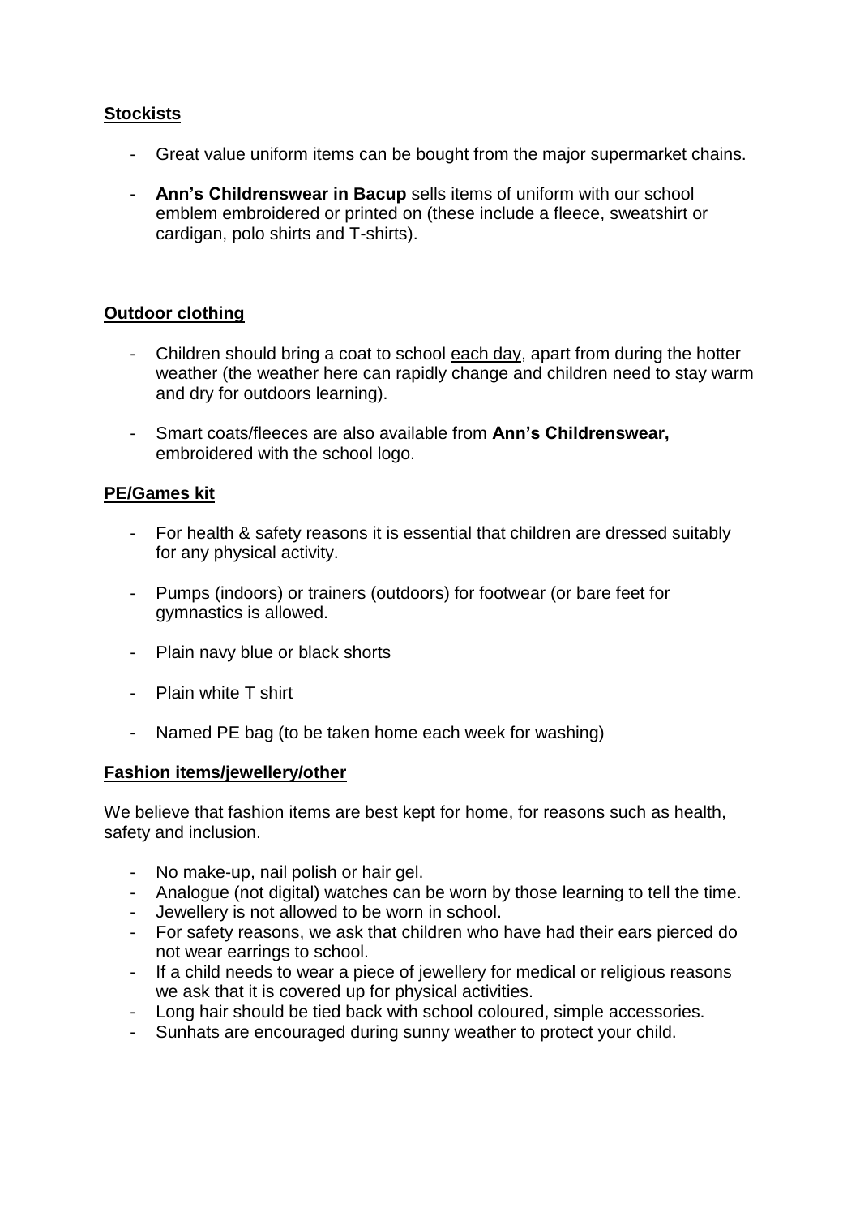## Stockists

- Great value uniform items can be bought from the major supermarket chains.
- **Ann's Childrenswear in Bacup** sells items of uniform with our school emblem embroidered or printed on (these include a fleece, sweatshirt or cardigan, polo shirts and T-shirts).

## Outdoor clothing

- Children should bring a coat to school each day, apart from during the hotter weather (the weather here can rapidly change and children need to stay warm and dry for outdoors learning).
- Smart coats/fleeces are also available from **Ann's Childrenswear,** embroidered with the school logo.

## PE/Games kit

- For health & safety reasons it is essential that children are dressed suitably for any physical activity.
- Pumps (indoors) or trainers (outdoors) for footwear (or bare feet for gymnastics is allowed.
- Plain navy blue or black shorts
- Plain white T shirt
- Named PE bag (to be taken home each week for washing)

## Fashion items/jewellery/other

We believe that fashion items are best kept for home, for reasons such as health, safety and inclusion.

- No make-up, nail polish or hair gel.
- Analogue (not digital) watches can be worn by those learning to tell the time.
- Jewellery is not allowed to be worn in school.
- For safety reasons, we ask that children who have had their ears pierced do not wear earrings to school.
- If a child needs to wear a piece of jewellery for medical or religious reasons we ask that it is covered up for physical activities.
- Long hair should be tied back with school coloured, simple accessories.
- Sunhats are encouraged during sunny weather to protect your child.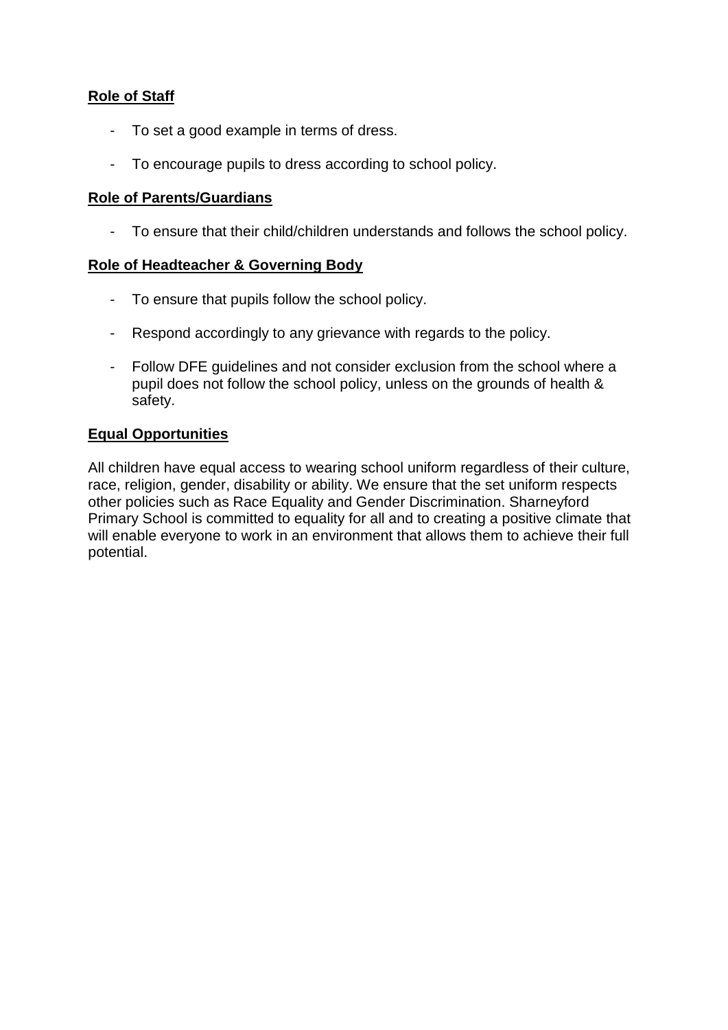**Role of Staff**

- To set a good example in terms of dress.
- To encourage pupils to dress according to school policy.

**Role of Parents/Guardians**

- To ensure that their child/children understands and follows the school policy.

**Role of Headteacher & Governing Body**

- To ensure that pupils follow the school policy.
- Respond accordingly to any grievance with regards to the policy.
- Follow DFE guidelines and not consider exclusion from the school where a pupil does not follow the school policy, unless on the grounds of health & safety.

**Equal Opportunities**

All children have equal access to wearing school uniform regardless of their culture, race, religion, gender, disability or ability. We ensure that the set uniform respects other policies such as Race Equality and Gender Discrimination. Sharneyford Primary School is committed to equality for all and to creating a positive climate that will enable everyone to work in an environment that allows them to achieve their full potential.